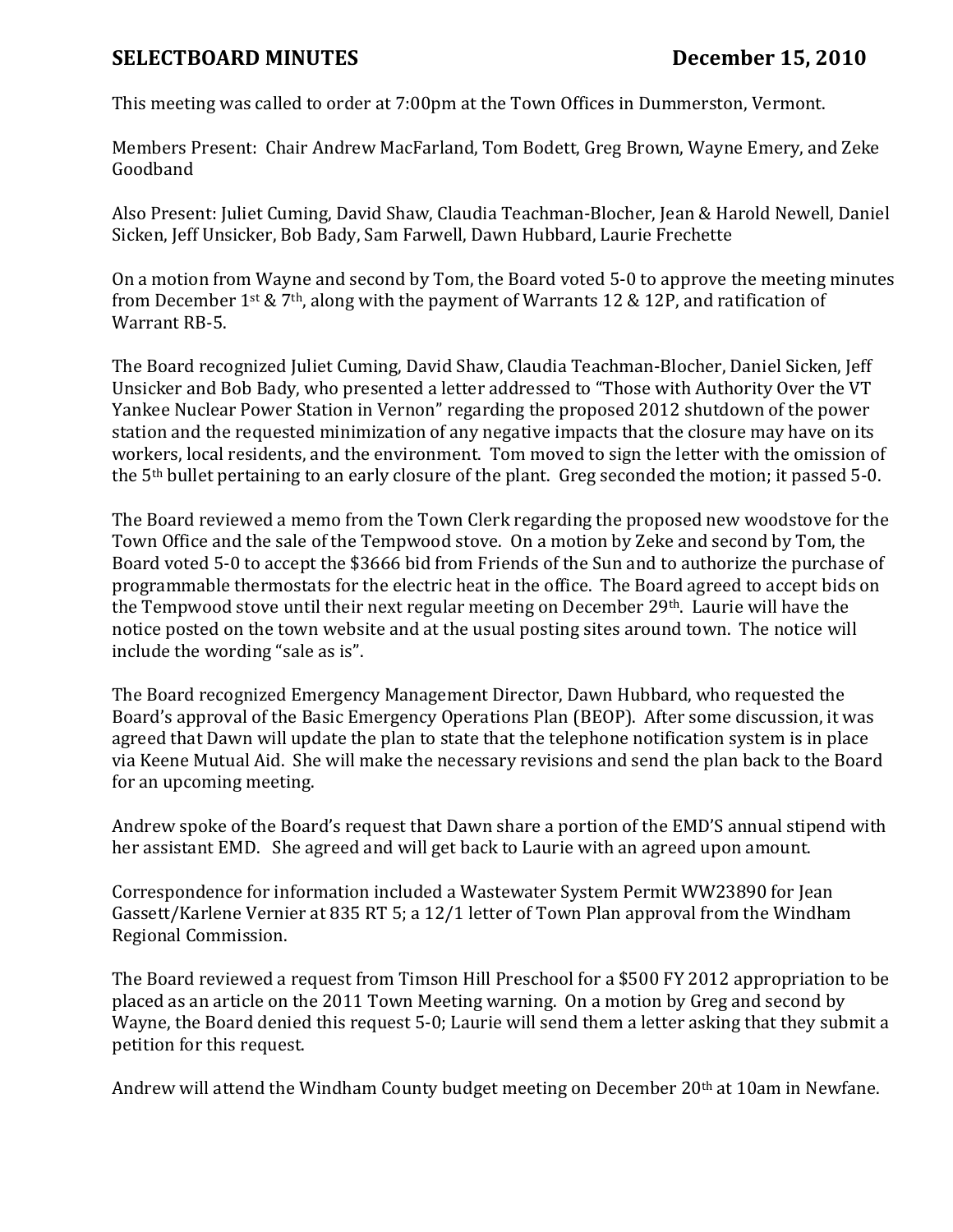# SELECTBOARD MINUTES December 15, 2010

This meeting was called to order at 7:00pm at the Town Offices in Dummerston, Vermont.

Members Present: Chair Andrew MacFarland, Tom Bodett, Greg Brown, Wayne Emery, and Zeke Goodband

Also Present: Juliet Cuming, David Shaw, Claudia Teachman-Blocher, Jean & Harold Newell, Daniel Sicken, Jeff Unsicker, Bob Bady, Sam Farwell, Dawn Hubbard, Laurie Frechette

On a motion from Wayne and second by Tom, the Board voted 5-0 to approve the meeting minutes from December 1st & 7th, along with the payment of Warrants 12 & 12P, and ratification of Warrant RB-5.

The Board recognized Juliet Cuming, David Shaw, Claudia Teachman-Blocher, Daniel Sicken, Jeff Unsicker and Bob Bady, who presented a letter addressed to "Those with Authority Over the VT Yankee Nuclear Power Station in Vernon" regarding the proposed 2012 shutdown of the power station and the requested minimization of any negative impacts that the closure may have on its workers, local residents, and the environment. Tom moved to sign the letter with the omission of the 5th bullet pertaining to an early closure of the plant. Greg seconded the motion; it passed 5-0.

The Board reviewed a memo from the Town Clerk regarding the proposed new woodstove for the Town Office and the sale of the Tempwood stove. On a motion by Zeke and second by Tom, the Board voted 5-0 to accept the $3666 bid from Friends of the Sun and to authorize the purchase of programmable thermostats for the electric heat in the office. The Board agreed to accept bids on the Tempwood stove until their next regular meeting on December 29th. Laurie will have the notice posted on the town website and at the usual posting sites around town. The notice will include the wording "sale as is".

The Board recognized Emergency Management Director, Dawn Hubbard, who requested the Board's approval of the Basic Emergency Operations Plan (BEOP). After some discussion, it was agreed that Dawn will update the plan to state that the telephone notification system is in place via Keene Mutual Aid. She will make the necessary revisions and send the plan back to the Board for an upcoming meeting.

Andrew spoke of the Board's request that Dawn share a portion of the EMD'S annual stipend with her assistant EMD. She agreed and will get back to Laurie with an agreed upon amount.

Correspondence for information included a Wastewater System Permit WW23890 for Jean Gassett/Karlene Vernier at 835 RT 5; a 12/1 letter of Town Plan approval from the Windham Regional Commission.

The Board reviewed a request from Timson Hill Preschool for a $500 FY 2012 appropriation to be placed as an article on the 2011 Town Meeting warning. On a motion by Greg and second by Wayne, the Board denied this request 5-0; Laurie will send them a letter asking that they submit a petition for this request.

Andrew will attend the Windham County budget meeting on December 20th at 10am in Newfane.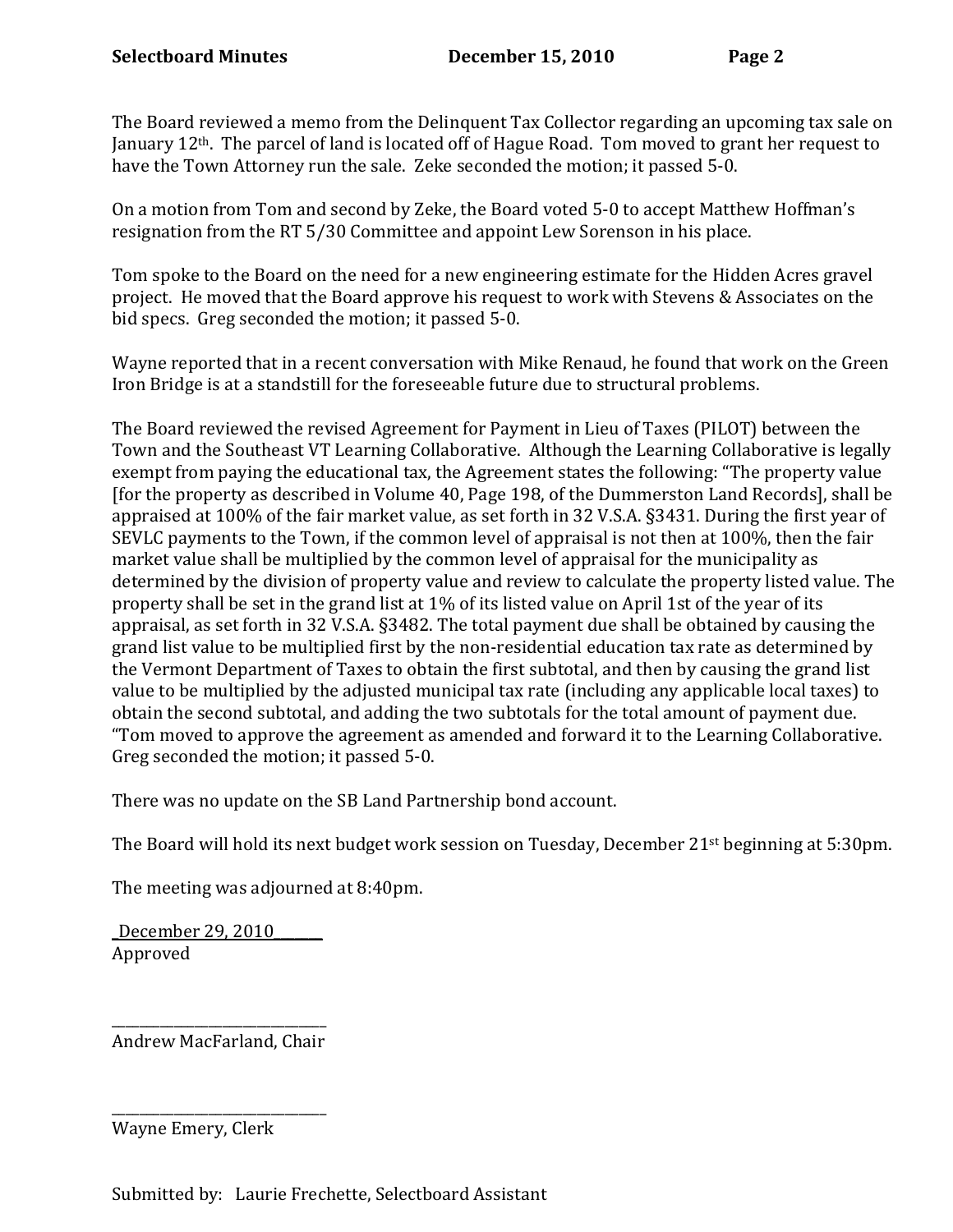The Board reviewed a memo from the Delinquent Tax Collector regarding an upcoming tax sale on January 12th. The parcel of land is located off of Hague Road. Tom moved to grant her request to have the Town Attorney run the sale. Zeke seconded the motion; it passed 5-0.

On a motion from Tom and second by Zeke, the Board voted 5-0 to accept Matthew Hoffman's resignation from the RT 5/30 Committee and appoint Lew Sorenson in his place.

Tom spoke to the Board on the need for a new engineering estimate for the Hidden Acres gravel project. He moved that the Board approve his request to work with Stevens & Associates on the bid specs. Greg seconded the motion; it passed 5-0.

Wayne reported that in a recent conversation with Mike Renaud, he found that work on the Green Iron Bridge is at a standstill for the foreseeable future due to structural problems.

The Board reviewed the revised Agreement for Payment in Lieu of Taxes (PILOT) between the Town and the Southeast VT Learning Collaborative. Although the Learning Collaborative is legally exempt from paying the educational tax, the Agreement states the following: "The property value [for the property as described in Volume 40, Page 198, of the Dummerston Land Records], shall be appraised at 100% of the fair market value, as set forth in 32 V.S.A. §3431. During the first year of SEVLC payments to the Town, if the common level of appraisal is not then at 100%, then the fair market value shall be multiplied by the common level of appraisal for the municipality as determined by the division of property value and review to calculate the property listed value. The property shall be set in the grand list at 1% of its listed value on April 1st of the year of its appraisal, as set forth in 32 V.S.A. §3482. The total payment due shall be obtained by causing the grand list value to be multiplied first by the non-residential education tax rate as determined by the Vermont Department of Taxes to obtain the first subtotal, and then by causing the grand list value to be multiplied by the adjusted municipal tax rate (including any applicable local taxes) to obtain the second subtotal, and adding the two subtotals for the total amount of payment due. "Tom moved to approve the agreement as amended and forward it to the Learning Collaborative. Greg seconded the motion; it passed 5-0.

There was no update on the SB Land Partnership bond account.

The Board will hold its next budget work session on Tuesday, December 21st beginning at 5:30pm.

The meeting was adjourned at 8:40pm.

_December 29, 2010_______
Approved

_____________________________
Andrew MacFarland, Chair

_____________________________
Wayne Emery, Clerk

Submitted by: Laurie Frechette, Selectboard Assistant